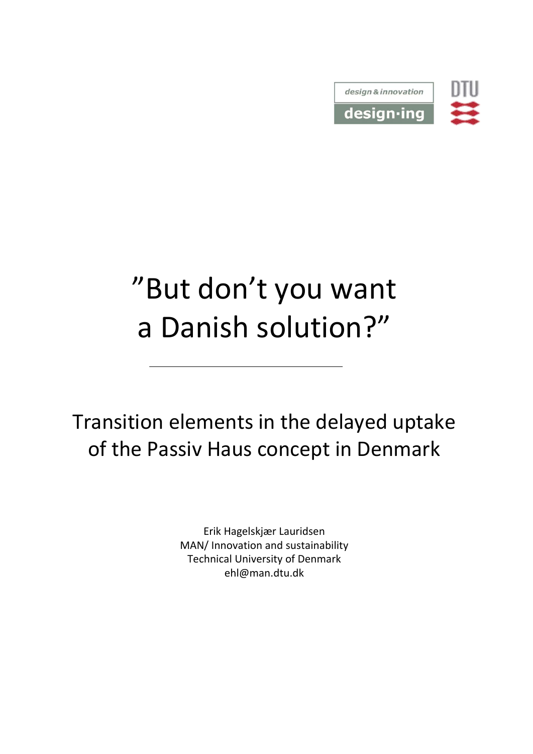design & innovation

design·ing

DTU

# ”But don’t you want a Danish solution?”

## Transition elements in the delayed uptake of the Passiv Haus concept in Denmark

Erik Hagelskjær Lauridsen
MAN/ Innovation and sustainability
Technical University of Denmark
ehl@man.dtu.dk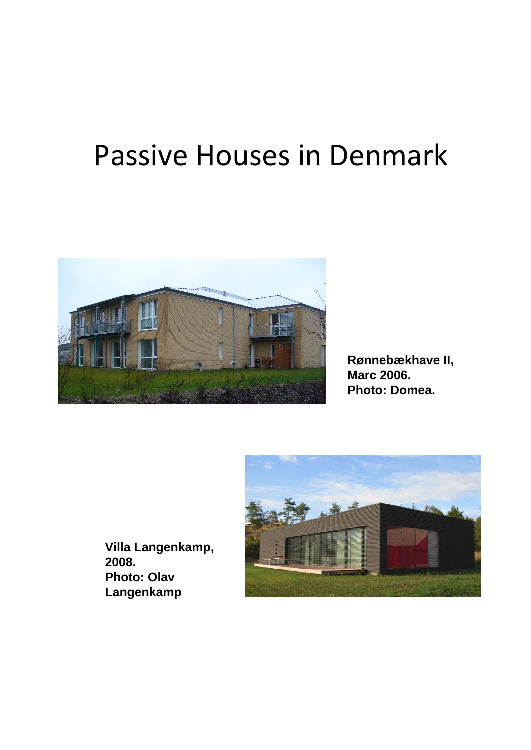# Passive Houses in Denmark

**Rønnebækhave II, Marc 2006. Photo: Domea.**

**Villa Langenkamp, 2008. Photo: Olav Langenkamp**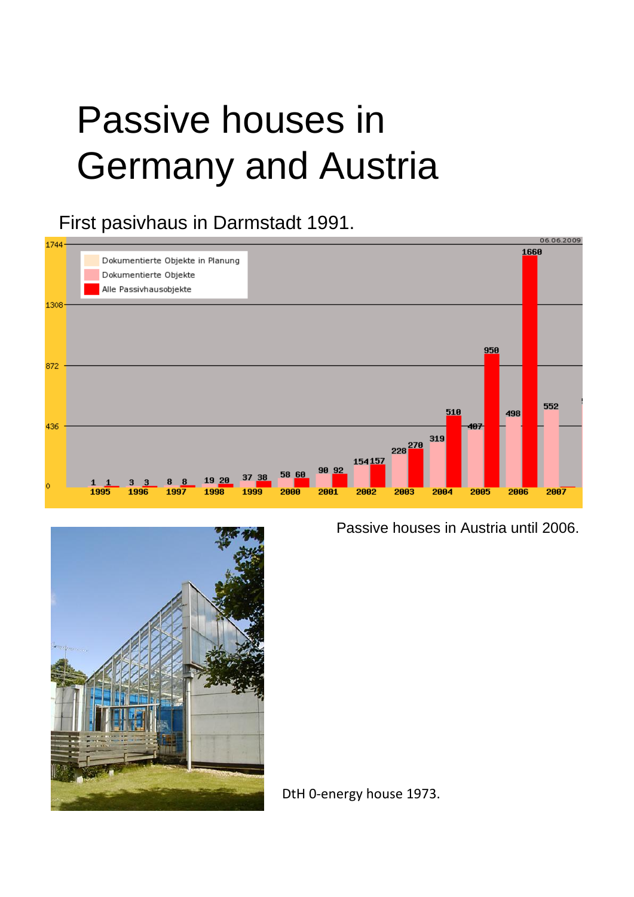# Passive houses in Germany and Austria

First pasivhaus in Darmstadt 1991.

Passive houses in Austria until 2006.

DtH 0-energy house 1973.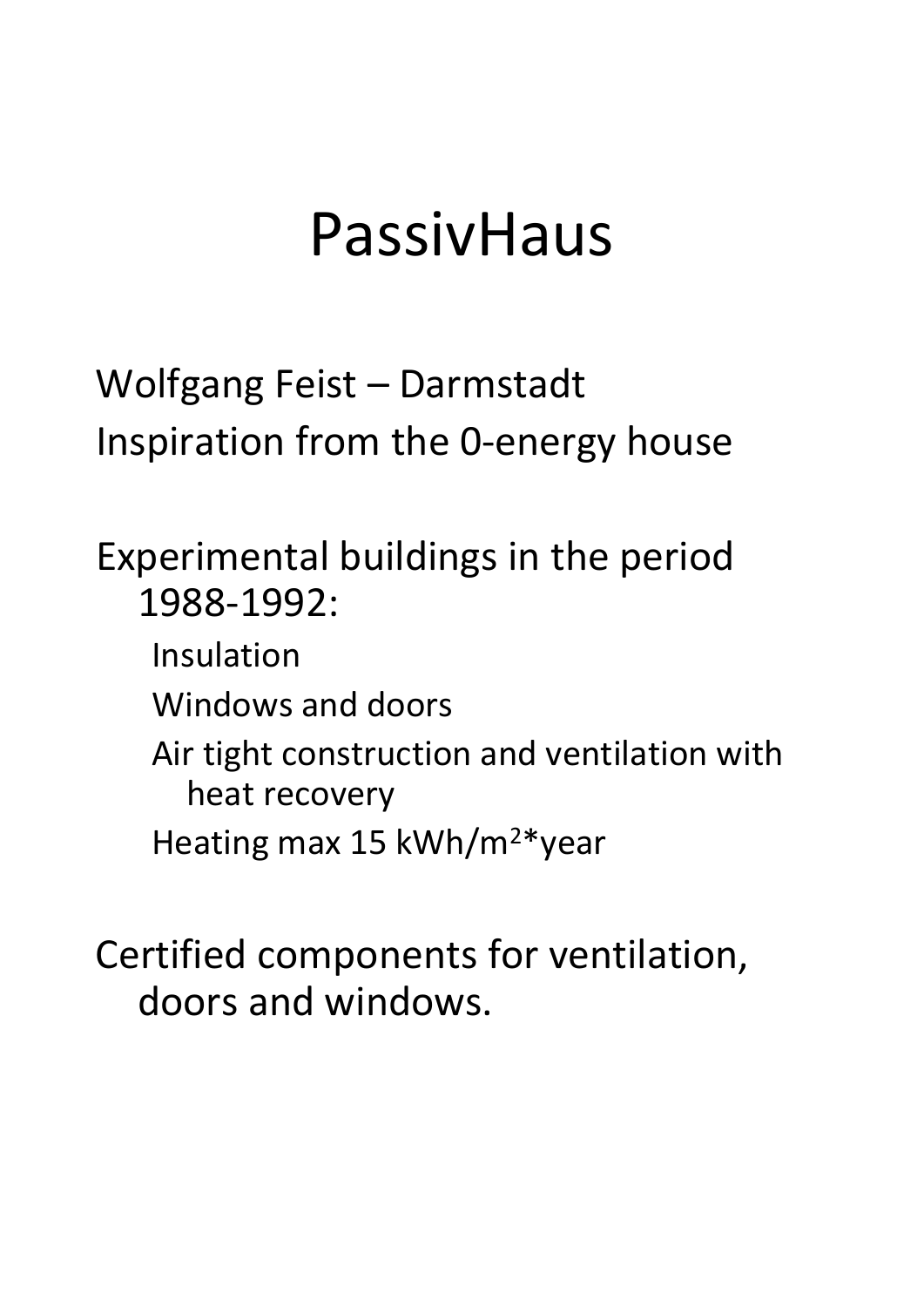# PassivHaus

Wolfgang Feist – Darmstadt

Inspiration from the 0-energy house

Experimental buildings in the period 1988-1992:

- Insulation
- Windows and doors
- Air tight construction and ventilation with heat recovery
- Heating max 15 $kWh/m^2$*year

Certified components for ventilation, doors and windows.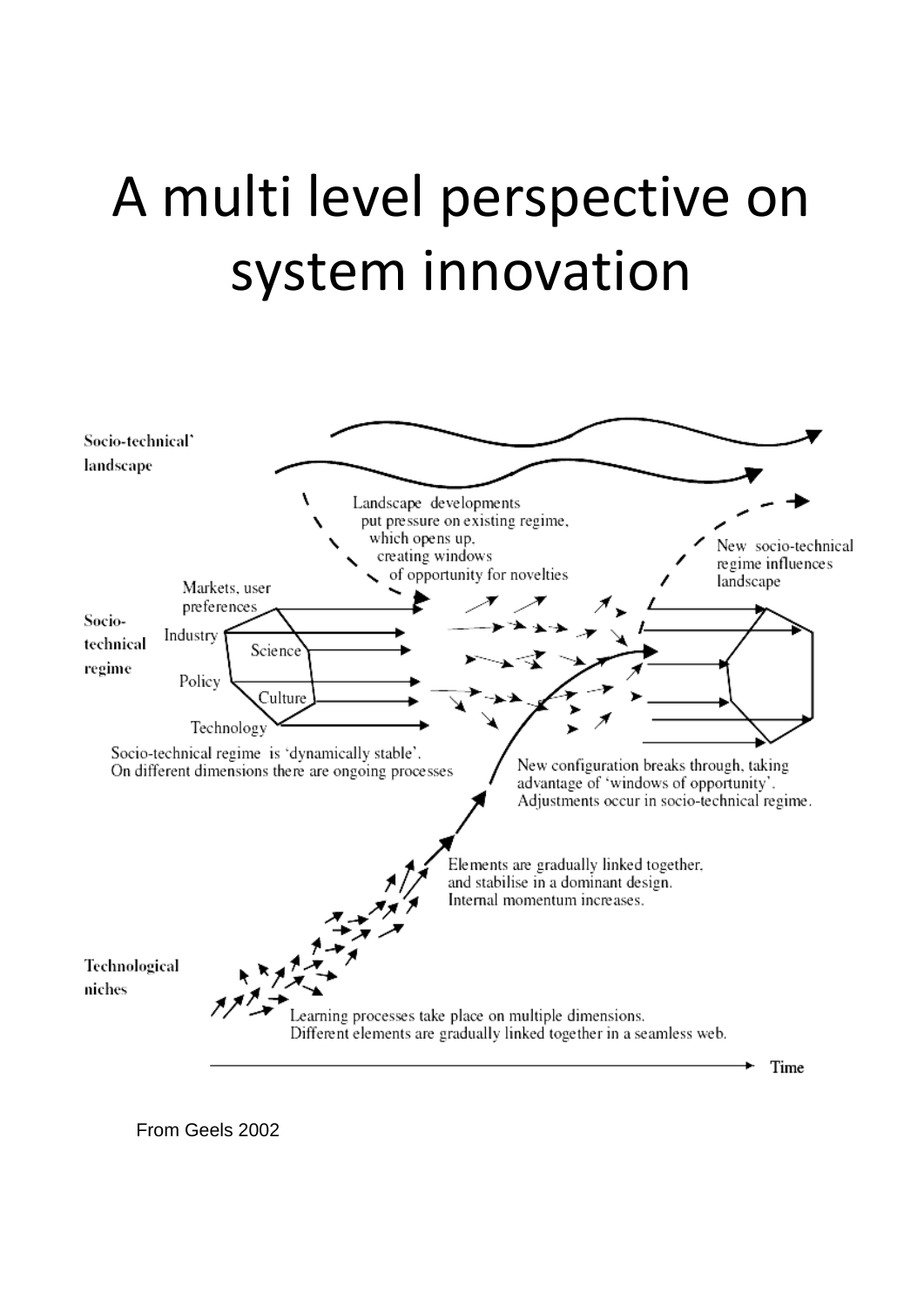# A multi level perspective on system innovation

Socio-technical' landscape

Landscape developments put pressure on existing regime, which opens up, creating windows of opportunity for novelties

New socio-technical regime influences landscape

Socio-technical regime

Markets, user preferences

Industry

Science

Policy

Culture

Technology

Socio-technical regime is 'dynamically stable'. On different dimensions there are ongoing processes

New configuration breaks through, taking advantage of 'windows of opportunity'. Adjustments occur in socio-technical regime.

Elements are gradually linked together, and stabilise in a dominant design. Internal momentum increases.

Technological niches

Learning processes take place on multiple dimensions. Different elements are gradually linked together in a seamless web.

Time

From Geels 2002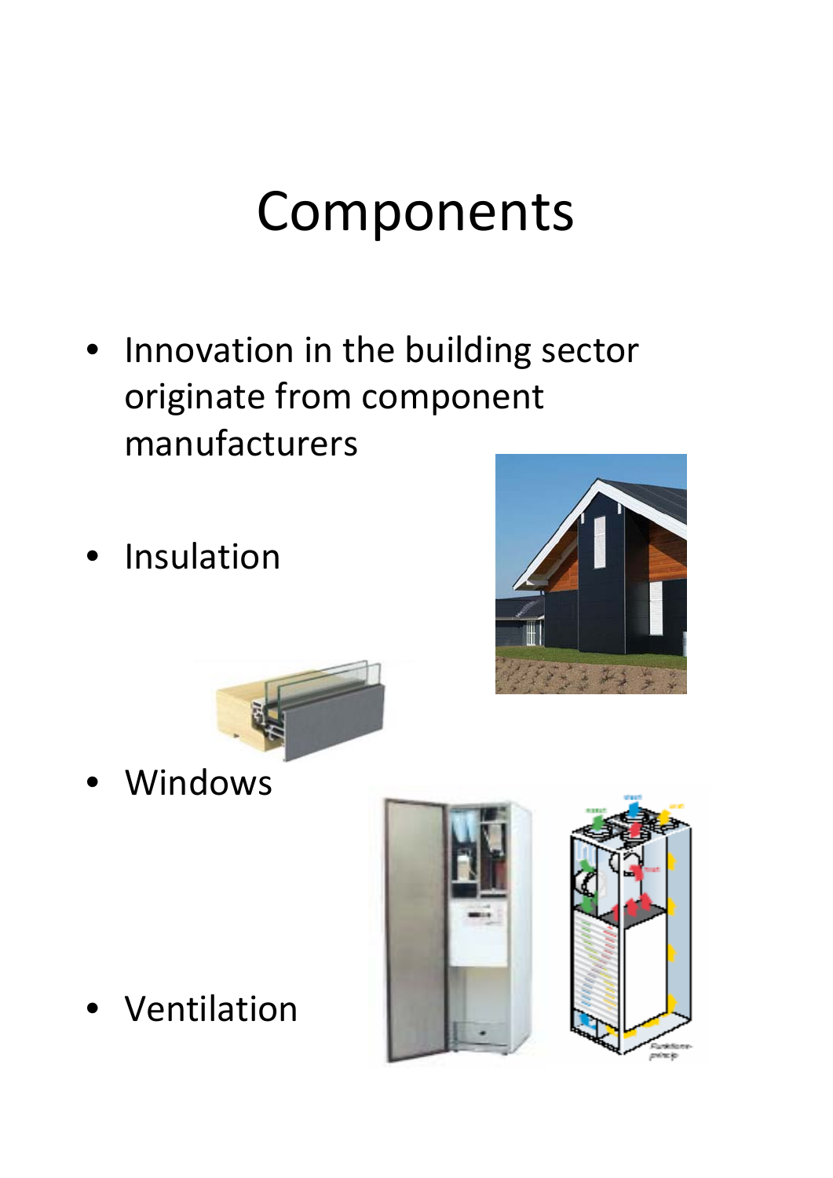# Components

- Innovation in the building sector originate from component manufacturers
- Insulation
- Windows
- Ventilation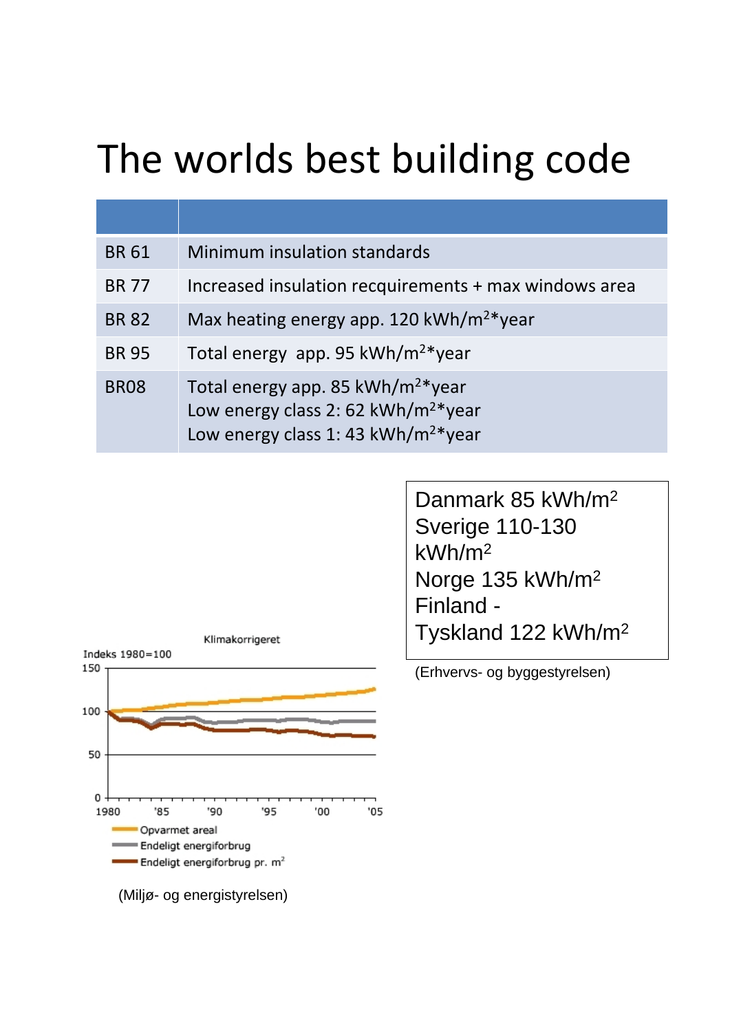# The worlds best building code

| | |
|---|---|
| BR 61 | Minimum insulation standards |
| BR 77 | Increased insulation recquirements + max windows area |
| BR 82 | Max heating energy app. 120 kWh/m$^2$*year |
| BR 95 | Total energy app. 95 kWh/m$^2$*year |
| BR08 | Total energy app. 85 kWh/m$^2$*year<br>Low energy class 2: 62 kWh/m$^2$*year<br>Low energy class 1: 43 kWh/m$^2$*year |

Klimakorrigeret

Indeks 1980=100

Opvarmet areal
Endeligt energiforbrug
Endeligt energiforbrug pr. m$^2$

(Miljø- og energistyrelsen)

Danmark 85 kWh/m$^2$
Sverige 110-130 kWh/m$^2$
Norge 135 kWh/m$^2$
Finland -
Tyskland 122 kWh/m$^2$

(Erhvervs- og byggestyrelsen)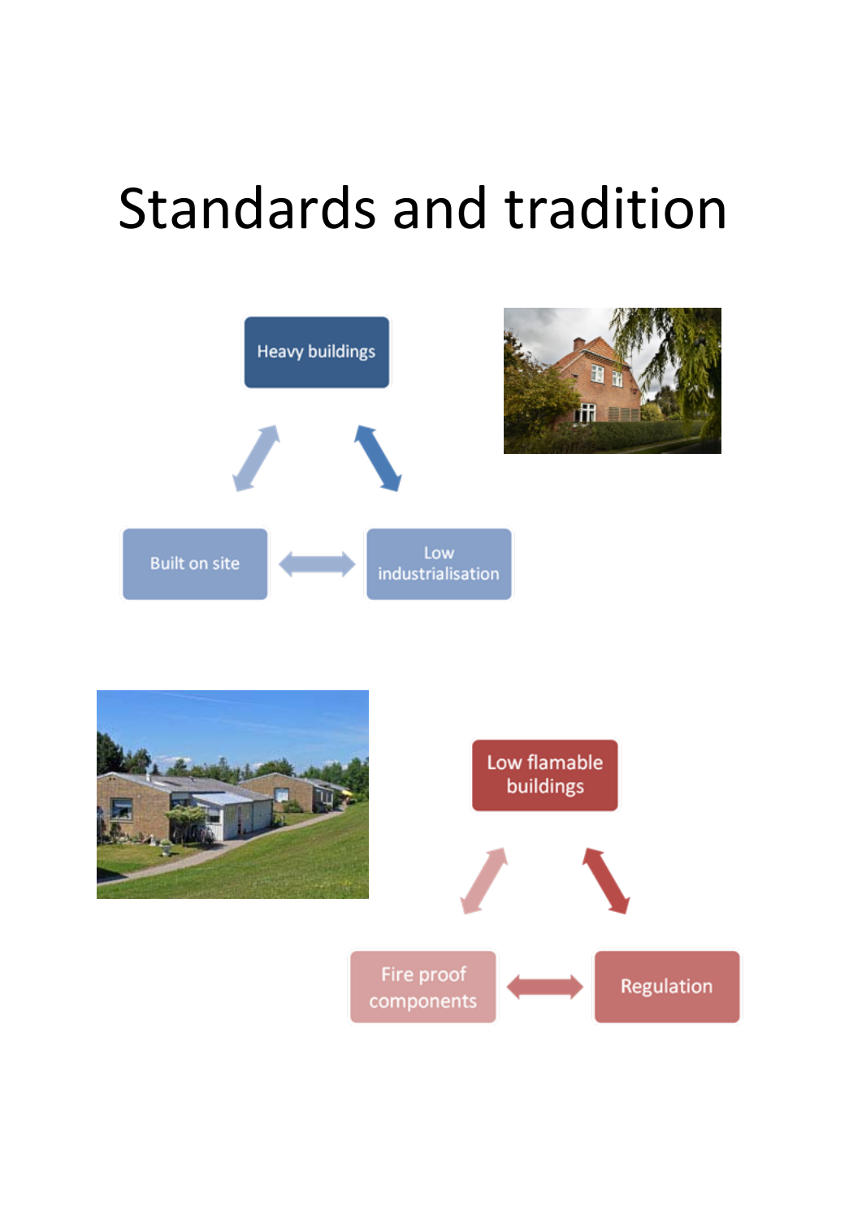# Standards and tradition

Heavy buildings

Built on site

Low industrialisation

Low flamable buildings

Fire proof components

Regulation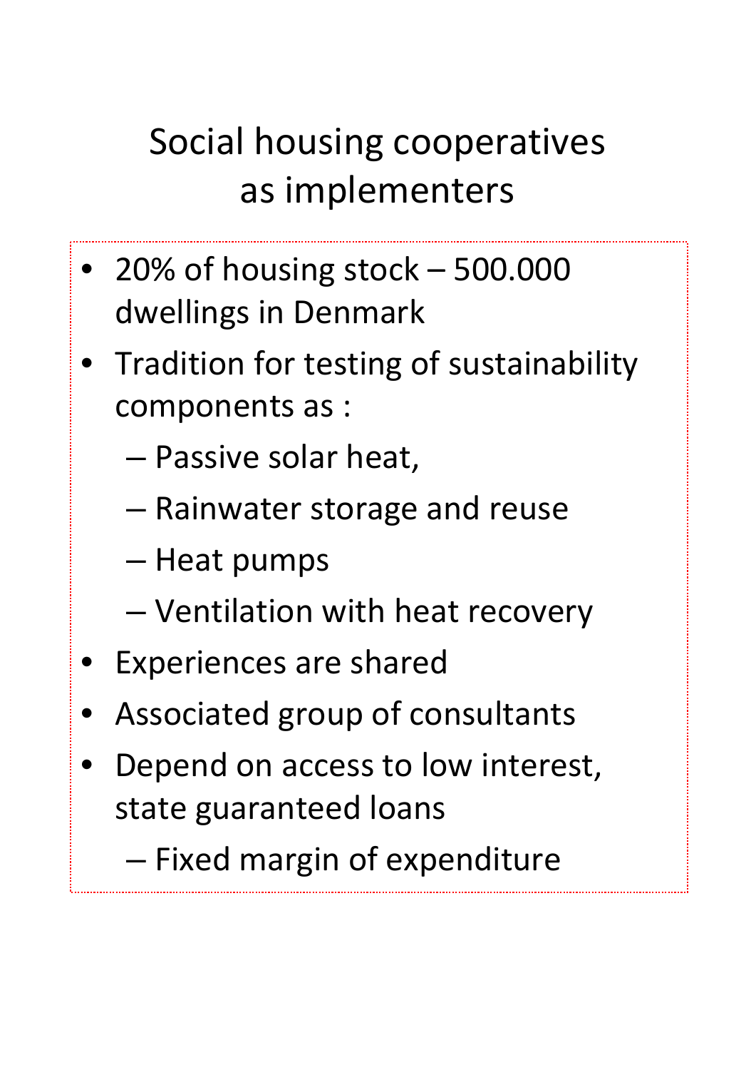# Social housing cooperatives as implementers

- 20% of housing stock – 500.000 dwellings in Denmark
- Tradition for testing of sustainability components as :
  - Passive solar heat,
  - Rainwater storage and reuse
  - Heat pumps
  - Ventilation with heat recovery
- Experiences are shared
- Associated group of consultants
- Depend on access to low interest, state guaranteed loans
  - Fixed margin of expenditure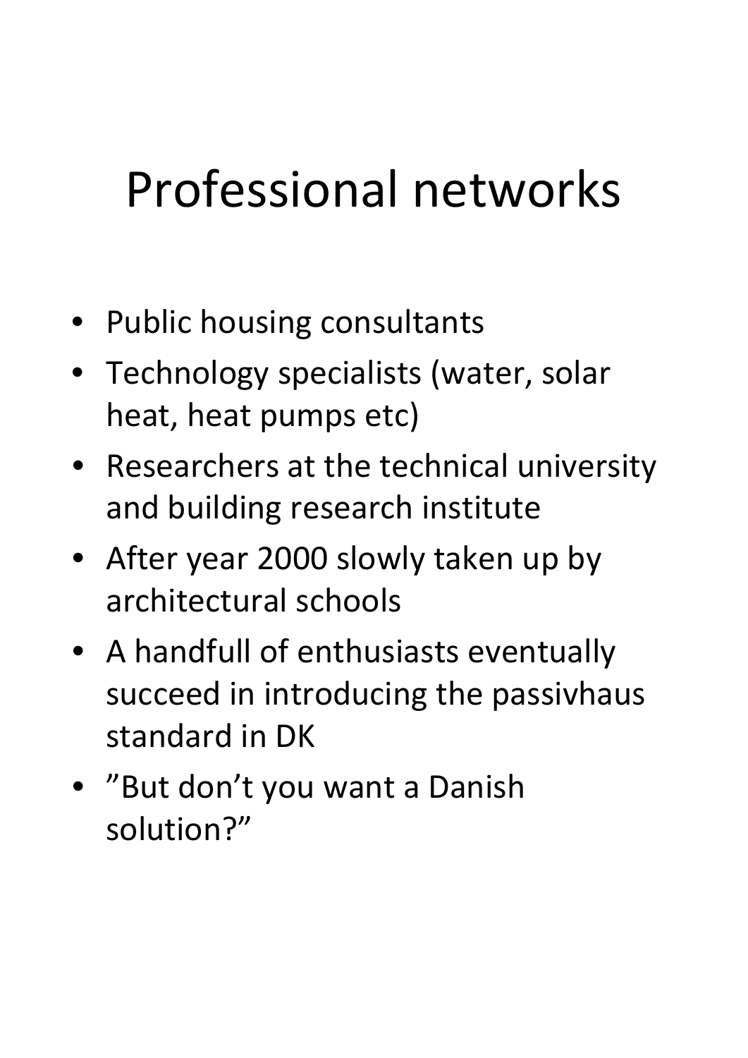# Professional networks

- Public housing consultants
- Technology specialists (water, solar heat, heat pumps etc)
- Researchers at the technical university and building research institute
- After year 2000 slowly taken up by architectural schools
- A handfull of enthusiasts eventually succeed in introducing the passivhaus standard in DK
- ”But don’t you want a Danish solution?”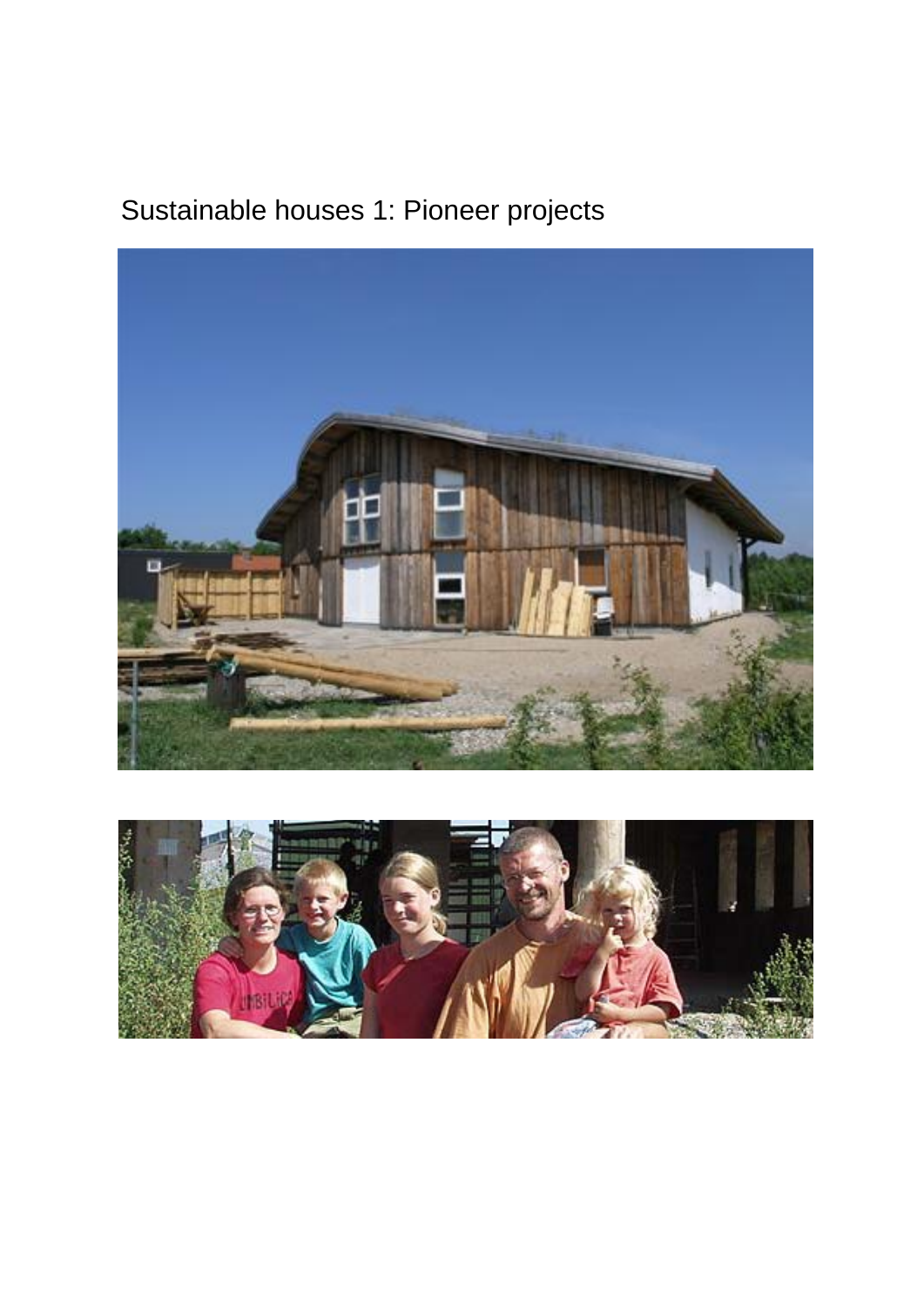Sustainable houses 1: Pioneer projects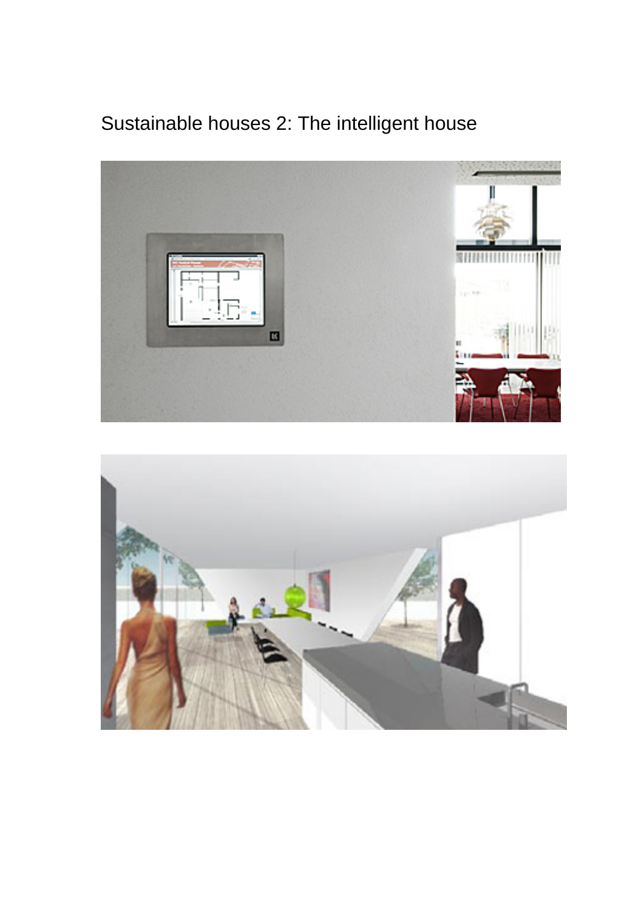# Sustainable houses 2: The intelligent house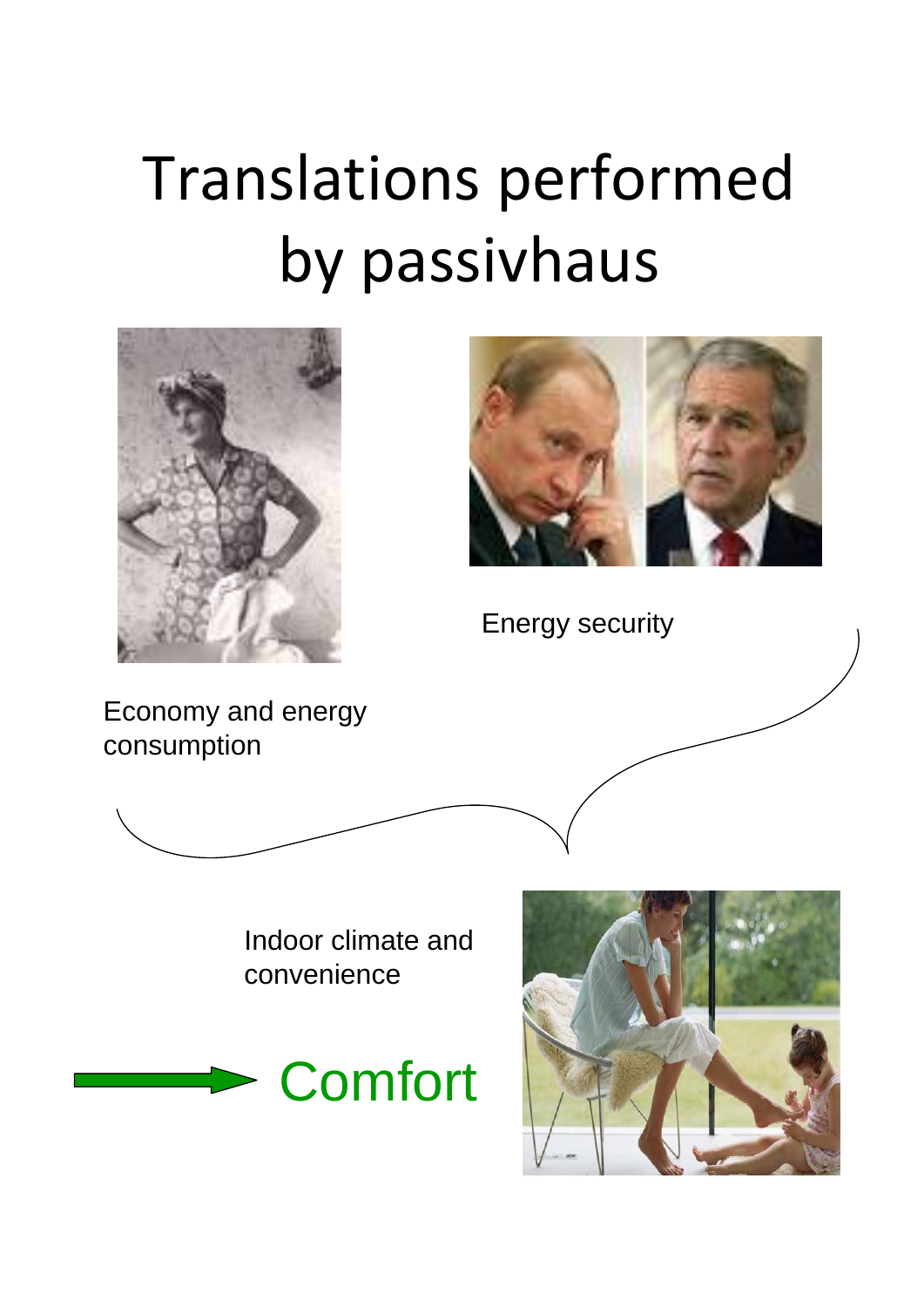# Translations performed by passivhaus

Energy security

Economy and energy consumption

Indoor climate and convenience

→ Comfort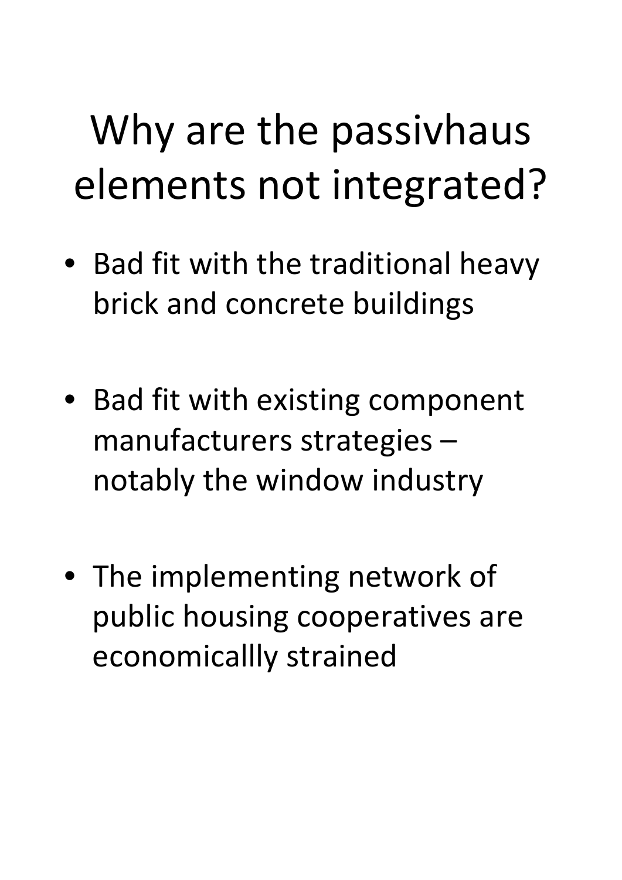# Why are the passivhaus elements not integrated?

- Bad fit with the traditional heavy brick and concrete buildings
- Bad fit with existing component manufacturers strategies – notably the window industry
- The implementing network of public housing cooperatives are economicallly strained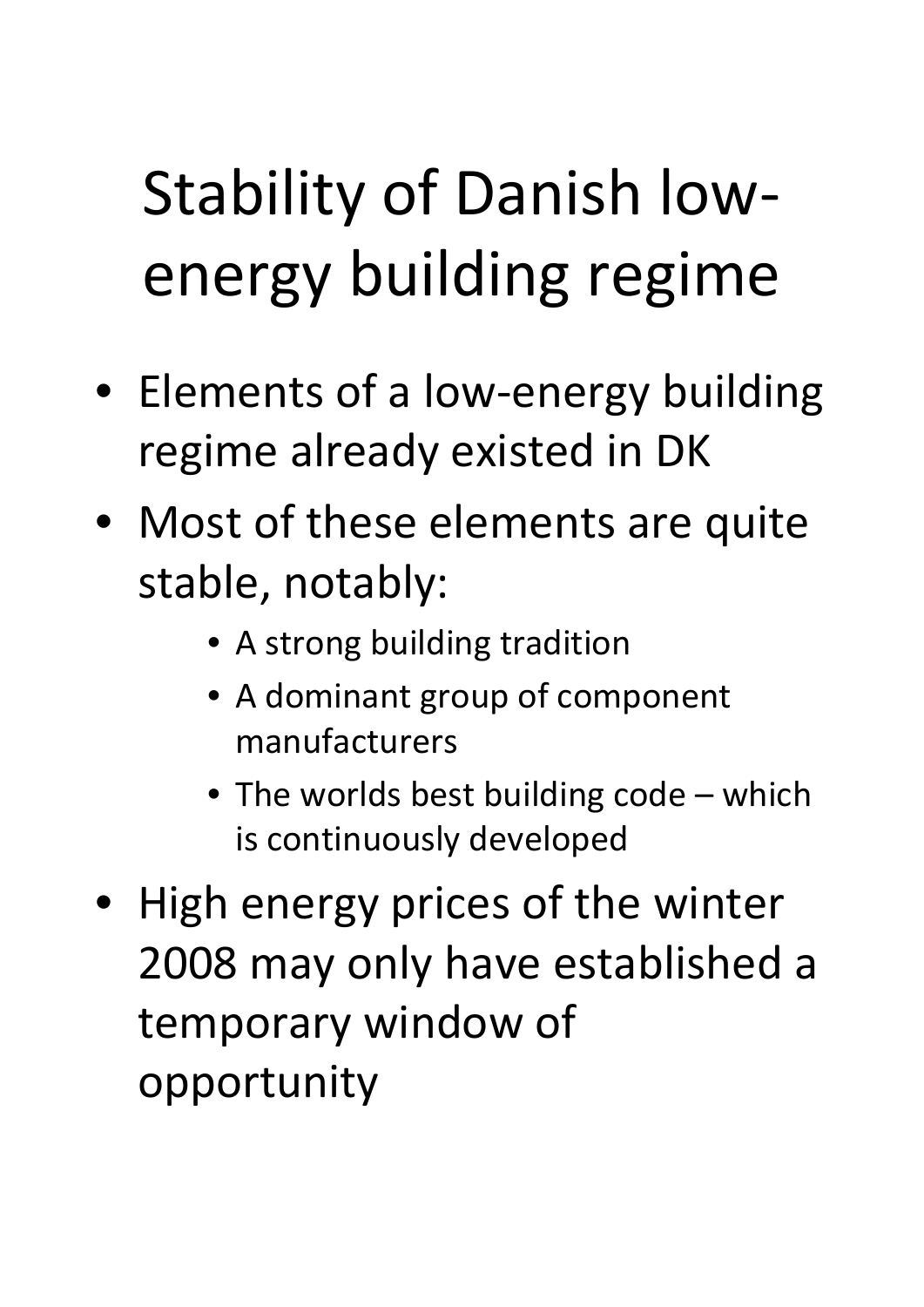# Stability of Danish low-energy building regime

- Elements of a low-energy building regime already existed in DK
- Most of these elements are quite stable, notably:
  - A strong building tradition
  - A dominant group of component manufacturers
  - The worlds best building code – which is continuously developed
- High energy prices of the winter 2008 may only have established a temporary window of opportunity